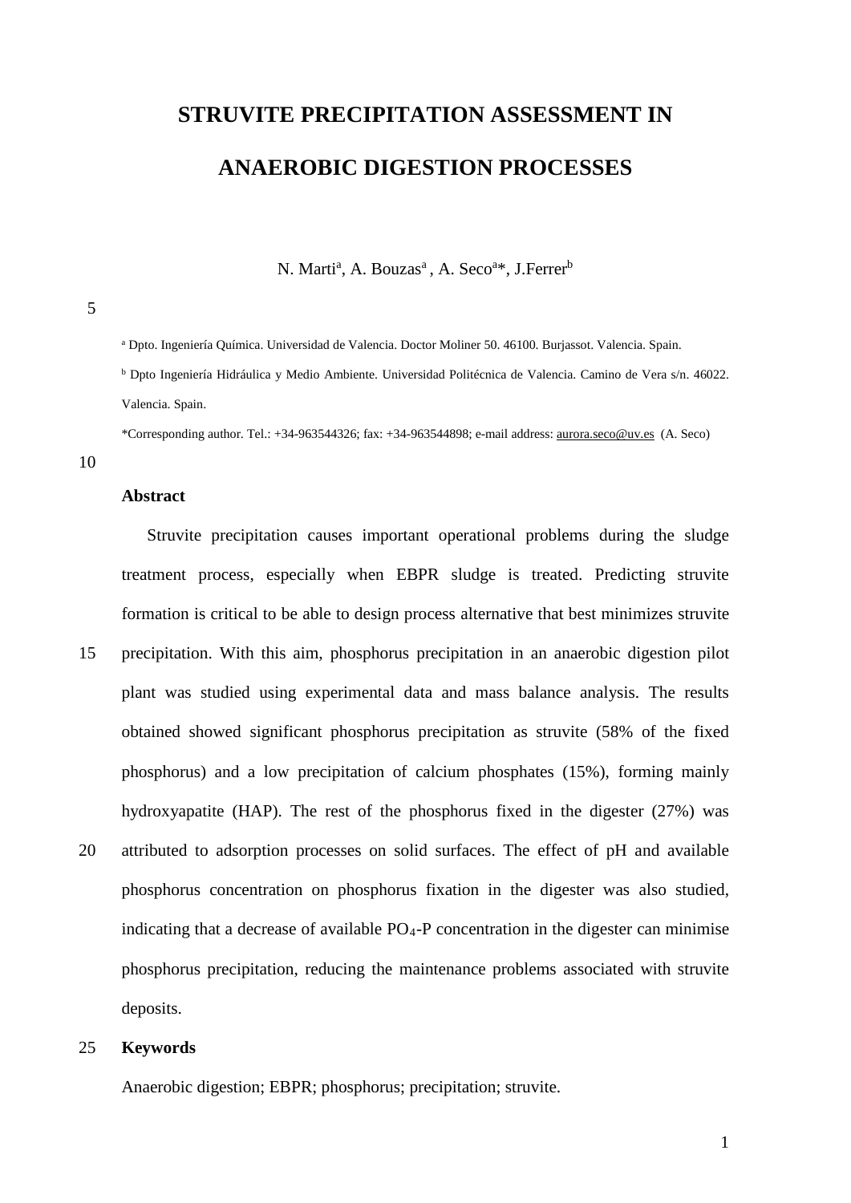# STRUVITE PRECIPITATION ASSESSMENT IN ANAEROBIC DIGESTION PROCESSES

N. Marti[a], A. Bouzas[a], A. Seco[a]*, J.Ferrer[b]

[a] Dpto. Ingeniería Química. Universidad de Valencia. Doctor Moliner 50. 46100. Burjassot. Valencia. Spain.

[b] Dpto Ingeniería Hidráulica y Medio Ambiente. Universidad Politécnica de Valencia. Camino de Vera s/n. 46022. Valencia. Spain.

*Corresponding author. Tel.: +34-963544326; fax: +34-963544898; e-mail address: aurora.seco@uv.es (A. Seco)

## Abstract

Struvite precipitation causes important operational problems during the sludge treatment process, especially when EBPR sludge is treated. Predicting struvite formation is critical to be able to design process alternative that best minimizes struvite precipitation. With this aim, phosphorus precipitation in an anaerobic digestion pilot plant was studied using experimental data and mass balance analysis. The results obtained showed significant phosphorus precipitation as struvite (58% of the fixed phosphorus) and a low precipitation of calcium phosphates (15%), forming mainly hydroxyapatite (HAP). The rest of the phosphorus fixed in the digester (27%) was attributed to adsorption processes on solid surfaces. The effect of pH and available phosphorus concentration on phosphorus fixation in the digester was also studied, indicating that a decrease of available $PO_4$-P concentration in the digester can minimise phosphorus precipitation, reducing the maintenance problems associated with struvite deposits.

## Keywords

Anaerobic digestion; EBPR; phosphorus; precipitation; struvite.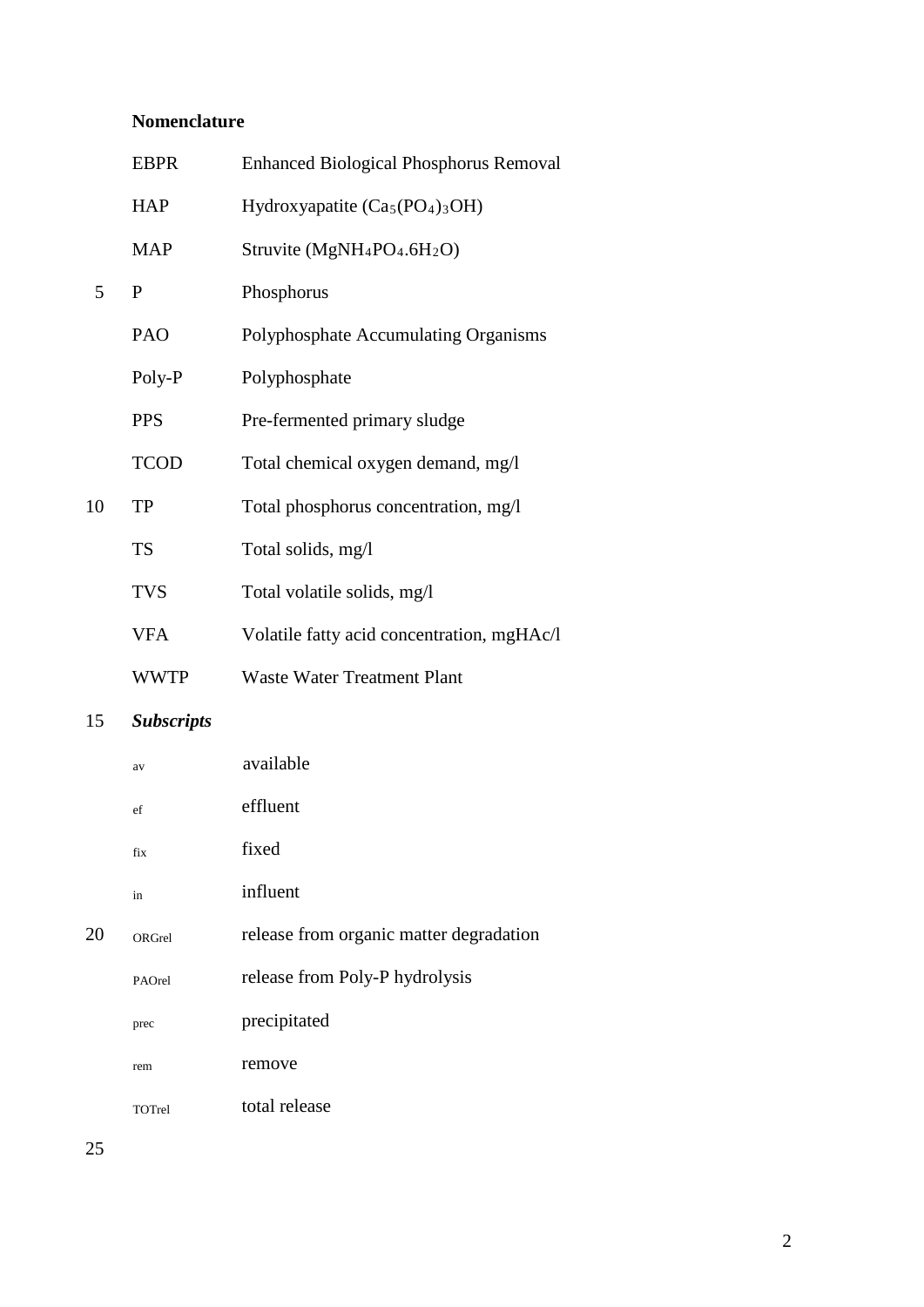**Nomenclature**

| | |
|---|---|
| EBPR | Enhanced Biological Phosphorus Removal |
| HAP | Hydroxyapatite ($Ca_5(PO_4)_3OH$) |
| MAP | Struvite ($MgNH_4PO_4.6H_2O$) |
| P | Phosphorus |
| PAO | Polyphosphate Accumulating Organisms |
| Poly-P | Polyphosphate |
| PPS | Pre-fermented primary sludge |
| TCOD | Total chemical oxygen demand, mg/l |
| TP | Total phosphorus concentration, mg/l |
| TS | Total solids, mg/l |
| TVS | Total volatile solids, mg/l |
| VFA | Volatile fatty acid concentration, mgHAc/l |
| WWTP | Waste Water Treatment Plant |

***Subscripts***

| | |
|---|---|
| av | available |
| ef | effluent |
| fix | fixed |
| in | influent |
| ORGrel | release from organic matter degradation |
| PAOrel | release from Poly-P hydrolysis |
| prec | precipitated |
| rem | remove |
| TOTrel | total release |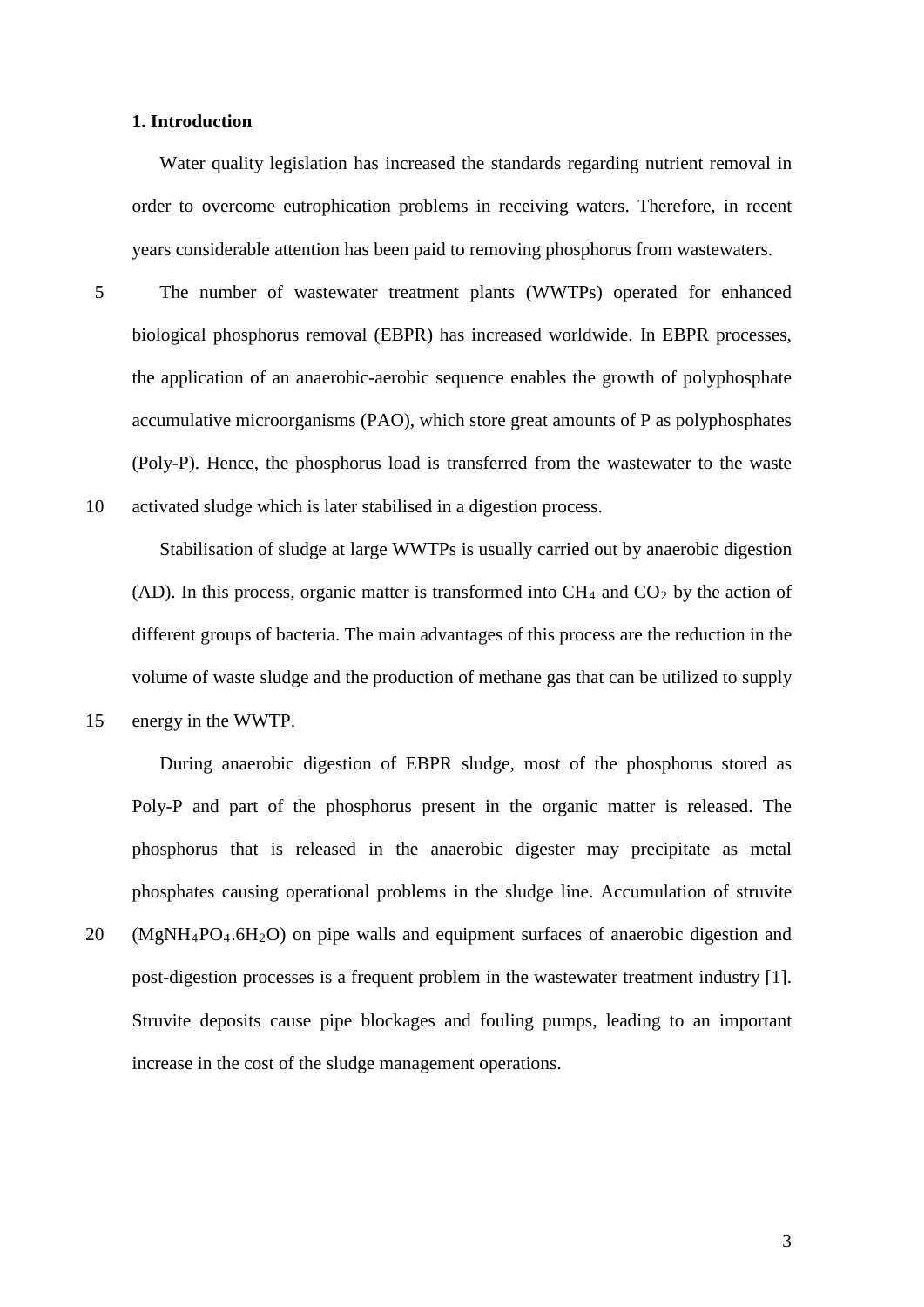## 1. Introduction

Water quality legislation has increased the standards regarding nutrient removal in order to overcome eutrophication problems in receiving waters. Therefore, in recent years considerable attention has been paid to removing phosphorus from wastewaters.

The number of wastewater treatment plants (WWTPs) operated for enhanced biological phosphorus removal (EBPR) has increased worldwide. In EBPR processes, the application of an anaerobic-aerobic sequence enables the growth of polyphosphate accumulative microorganisms (PAO), which store great amounts of P as polyphosphates (Poly-P). Hence, the phosphorus load is transferred from the wastewater to the waste activated sludge which is later stabilised in a digestion process.

Stabilisation of sludge at large WWTPs is usually carried out by anaerobic digestion (AD). In this process, organic matter is transformed into $CH_4$ and $CO_2$ by the action of different groups of bacteria. The main advantages of this process are the reduction in the volume of waste sludge and the production of methane gas that can be utilized to supply energy in the WWTP.

During anaerobic digestion of EBPR sludge, most of the phosphorus stored as Poly-P and part of the phosphorus present in the organic matter is released. The phosphorus that is released in the anaerobic digester may precipitate as metal phosphates causing operational problems in the sludge line. Accumulation of struvite ($MgNH_4PO_4.6H_2O$) on pipe walls and equipment surfaces of anaerobic digestion and post-digestion processes is a frequent problem in the wastewater treatment industry [1]. Struvite deposits cause pipe blockages and fouling pumps, leading to an important increase in the cost of the sludge management operations.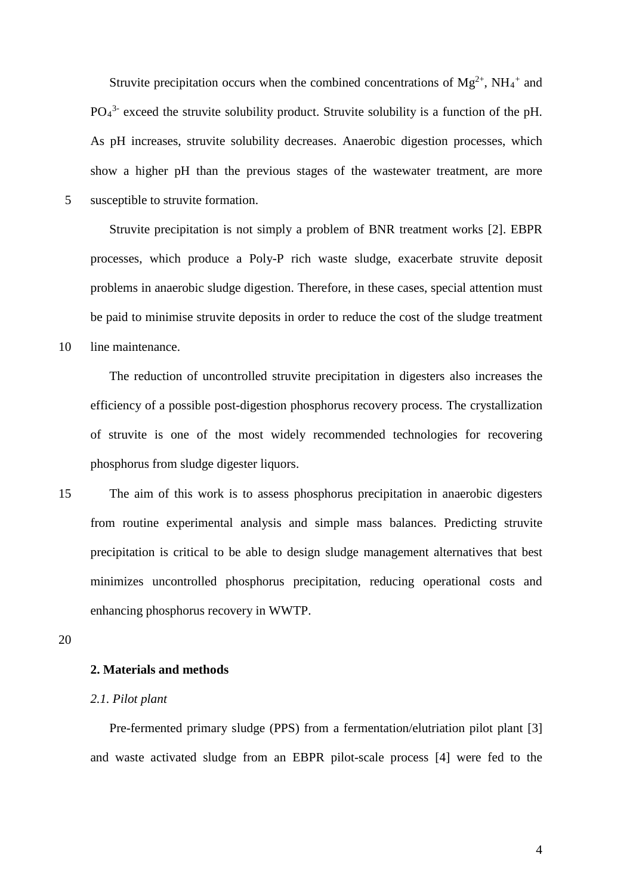Struvite precipitation occurs when the combined concentrations of $Mg^{2+}$, $NH_4^+$ and $PO_4^{3-}$ exceed the struvite solubility product. Struvite solubility is a function of the pH. As pH increases, struvite solubility decreases. Anaerobic digestion processes, which show a higher pH than the previous stages of the wastewater treatment, are more susceptible to struvite formation.

Struvite precipitation is not simply a problem of BNR treatment works [2]. EBPR processes, which produce a Poly-P rich waste sludge, exacerbate struvite deposit problems in anaerobic sludge digestion. Therefore, in these cases, special attention must be paid to minimise struvite deposits in order to reduce the cost of the sludge treatment line maintenance.

The reduction of uncontrolled struvite precipitation in digesters also increases the efficiency of a possible post-digestion phosphorus recovery process. The crystallization of struvite is one of the most widely recommended technologies for recovering phosphorus from sludge digester liquors.

The aim of this work is to assess phosphorus precipitation in anaerobic digesters from routine experimental analysis and simple mass balances. Predicting struvite precipitation is critical to be able to design sludge management alternatives that best minimizes uncontrolled phosphorus precipitation, reducing operational costs and enhancing phosphorus recovery in WWTP.

## 2. Materials and methods

### *2.1. Pilot plant*

Pre-fermented primary sludge (PPS) from a fermentation/elutriation pilot plant [3] and waste activated sludge from an EBPR pilot-scale process [4] were fed to the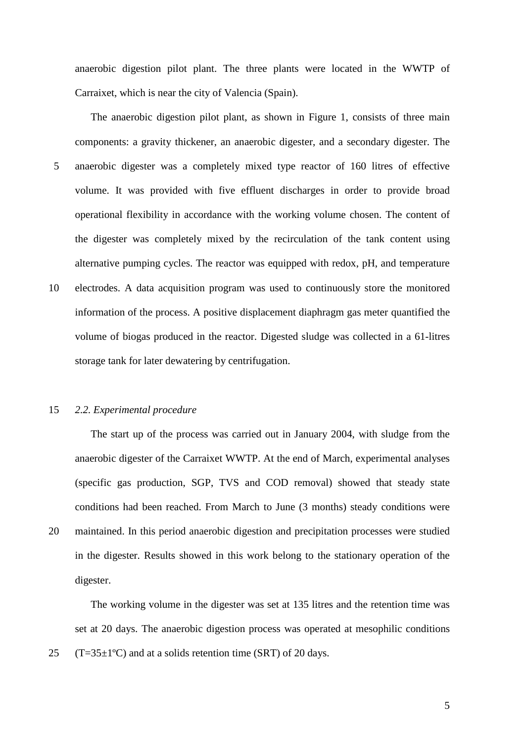anaerobic digestion pilot plant. The three plants were located in the WWTP of Carraixet, which is near the city of Valencia (Spain).

The anaerobic digestion pilot plant, as shown in Figure 1, consists of three main components: a gravity thickener, an anaerobic digester, and a secondary digester. The anaerobic digester was a completely mixed type reactor of 160 litres of effective volume. It was provided with five effluent discharges in order to provide broad operational flexibility in accordance with the working volume chosen. The content of the digester was completely mixed by the recirculation of the tank content using alternative pumping cycles. The reactor was equipped with redox, pH, and temperature electrodes. A data acquisition program was used to continuously store the monitored information of the process. A positive displacement diaphragm gas meter quantified the volume of biogas produced in the reactor. Digested sludge was collected in a 61-litres storage tank for later dewatering by centrifugation.

### *2.2. Experimental procedure*

The start up of the process was carried out in January 2004, with sludge from the anaerobic digester of the Carraixet WWTP. At the end of March, experimental analyses (specific gas production, SGP, TVS and COD removal) showed that steady state conditions had been reached. From March to June (3 months) steady conditions were maintained. In this period anaerobic digestion and precipitation processes were studied in the digester. Results showed in this work belong to the stationary operation of the digester.

The working volume in the digester was set at 135 litres and the retention time was set at 20 days. The anaerobic digestion process was operated at mesophilic conditions (T=35±1ºC) and at a solids retention time (SRT) of 20 days.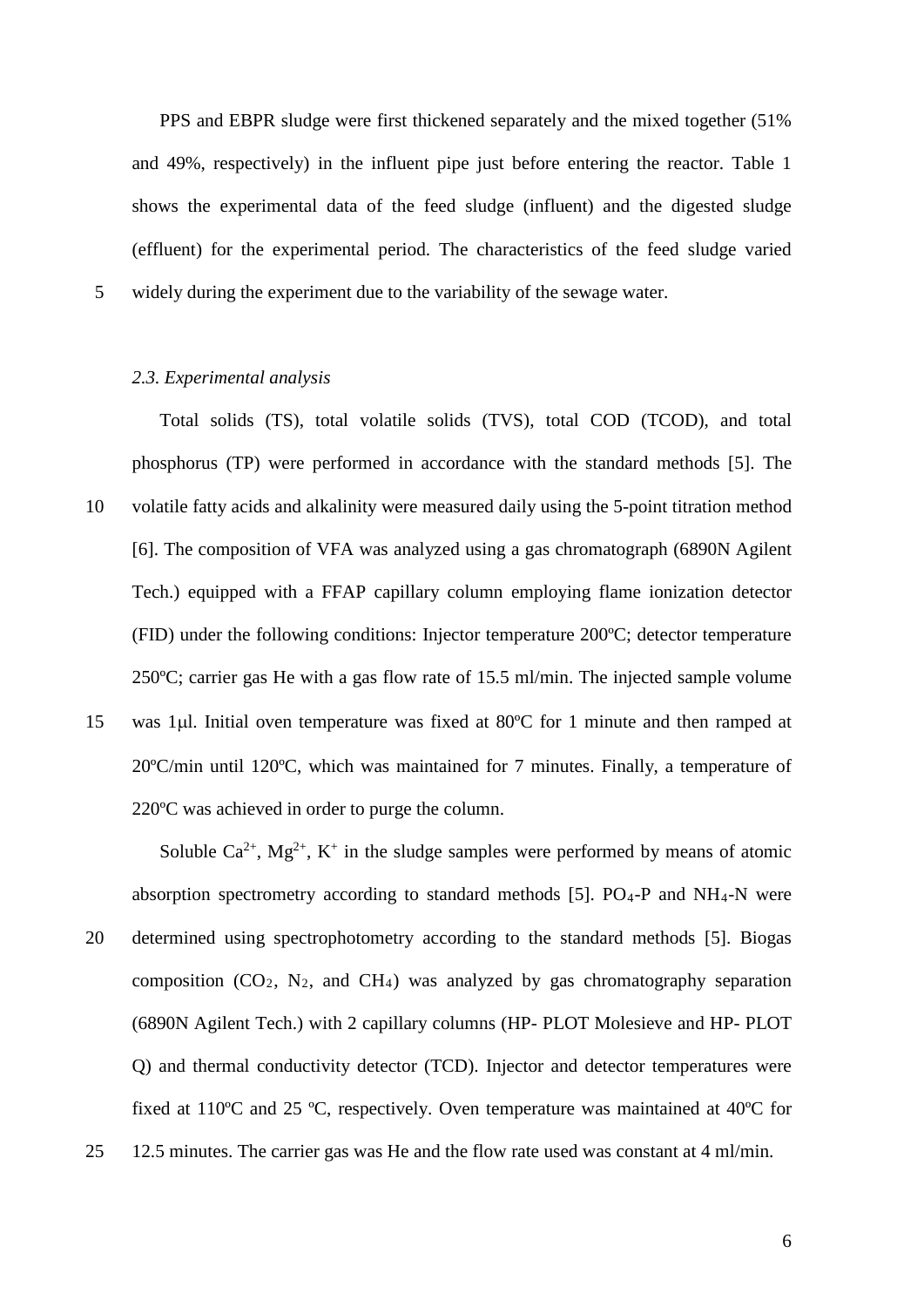PPS and EBPR sludge were first thickened separately and the mixed together (51% and 49%, respectively) in the influent pipe just before entering the reactor. Table 1 shows the experimental data of the feed sludge (influent) and the digested sludge (effluent) for the experimental period. The characteristics of the feed sludge varied widely during the experiment due to the variability of the sewage water.

### *2.3. Experimental analysis*

Total solids (TS), total volatile solids (TVS), total COD (TCOD), and total phosphorus (TP) were performed in accordance with the standard methods [5]. The volatile fatty acids and alkalinity were measured daily using the 5-point titration method [6]. The composition of VFA was analyzed using a gas chromatograph (6890N Agilent Tech.) equipped with a FFAP capillary column employing flame ionization detector (FID) under the following conditions: Injector temperature 200ºC; detector temperature 250ºC; carrier gas He with a gas flow rate of 15.5 ml/min. The injected sample volume was 1μl. Initial oven temperature was fixed at 80ºC for 1 minute and then ramped at 20ºC/min until 120ºC, which was maintained for 7 minutes. Finally, a temperature of 220ºC was achieved in order to purge the column.

Soluble $Ca^{2+}$, $Mg^{2+}$, $K^{+}$ in the sludge samples were performed by means of atomic absorption spectrometry according to standard methods [5]. $PO_4$-P and $NH_4$-N were determined using spectrophotometry according to the standard methods [5]. Biogas composition ($CO_2$, $N_2$, and $CH_4$) was analyzed by gas chromatography separation (6890N Agilent Tech.) with 2 capillary columns (HP- PLOT Molesieve and HP- PLOT Q) and thermal conductivity detector (TCD). Injector and detector temperatures were fixed at 110ºC and 25 ºC, respectively. Oven temperature was maintained at 40ºC for 12.5 minutes. The carrier gas was He and the flow rate used was constant at 4 ml/min.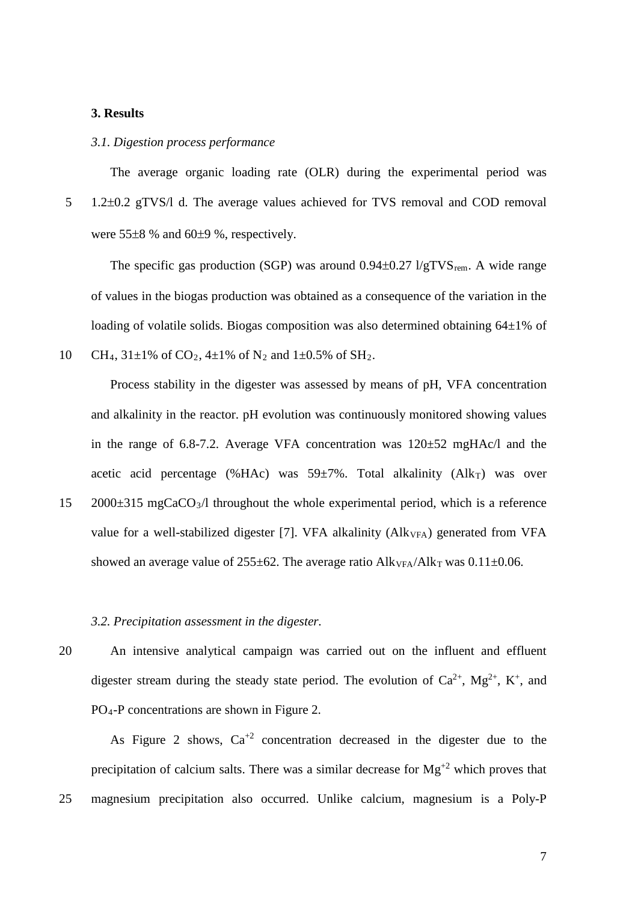## 3. Results

### *3.1. Digestion process performance*

The average organic loading rate (OLR) during the experimental period was 1.2±0.2 gTVS/l d. The average values achieved for TVS removal and COD removal were 55±8 % and 60±9 %, respectively.

The specific gas production (SGP) was around 0.94±0.27 $l/gTVS_{rem}$. A wide range of values in the biogas production was obtained as a consequence of the variation in the loading of volatile solids. Biogas composition was also determined obtaining 64±1% of $CH_4$, 31±1% of $CO_2$, 4±1% of $N_2$ and 1±0.5% of $SH_2$.

Process stability in the digester was assessed by means of pH, VFA concentration and alkalinity in the reactor. pH evolution was continuously monitored showing values in the range of 6.8-7.2. Average VFA concentration was 120±52 mgHAc/l and the acetic acid percentage (%HAc) was 59±7%. Total alkalinity ($Alk_T$) was over 2000±315 $mgCaCO_3/l$ throughout the whole experimental period, which is a reference value for a well-stabilized digester [7]. VFA alkalinity ($Alk_{VFA}$) generated from VFA showed an average value of 255±62. The average ratio $Alk_{VFA}/Alk_T$ was 0.11±0.06.

### *3.2. Precipitation assessment in the digester.*

An intensive analytical campaign was carried out on the influent and effluent digester stream during the steady state period. The evolution of $Ca^{2+}$, $Mg^{2+}$, $K^{+}$, and $PO_4$-P concentrations are shown in Figure 2.

As Figure 2 shows, $Ca^{+2}$ concentration decreased in the digester due to the precipitation of calcium salts. There was a similar decrease for $Mg^{+2}$ which proves that magnesium precipitation also occurred. Unlike calcium, magnesium is a Poly-P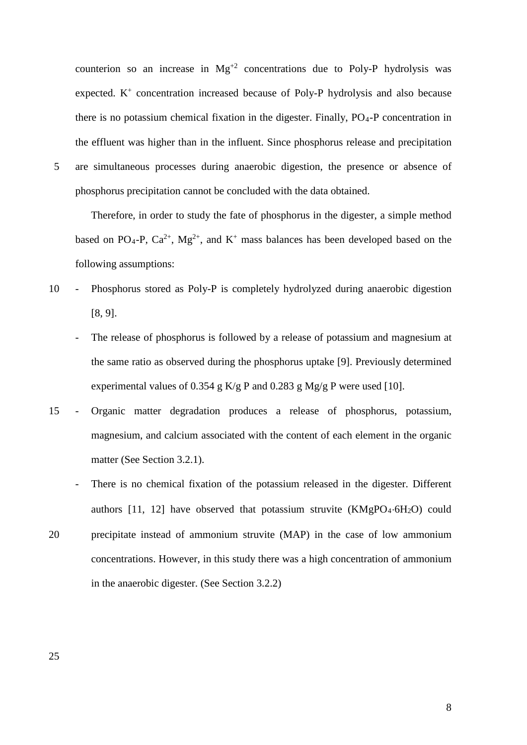counterion so an increase in $Mg^{+2}$ concentrations due to Poly-P hydrolysis was expected. $K^+$ concentration increased because of Poly-P hydrolysis and also because there is no potassium chemical fixation in the digester. Finally, $PO_4$-P concentration in the effluent was higher than in the influent. Since phosphorus release and precipitation are simultaneous processes during anaerobic digestion, the presence or absence of phosphorus precipitation cannot be concluded with the data obtained.

Therefore, in order to study the fate of phosphorus in the digester, a simple method based on $PO_4$-P, $Ca^{2+}$, $Mg^{2+}$, and $K^+$ mass balances has been developed based on the following assumptions:

- Phosphorus stored as Poly-P is completely hydrolyzed during anaerobic digestion [8, 9].
- The release of phosphorus is followed by a release of potassium and magnesium at the same ratio as observed during the phosphorus uptake [9]. Previously determined experimental values of 0.354 g K/g P and 0.283 g Mg/g P were used [10].
- Organic matter degradation produces a release of phosphorus, potassium, magnesium, and calcium associated with the content of each element in the organic matter (See Section 3.2.1).
- There is no chemical fixation of the potassium released in the digester. Different authors [11, 12] have observed that potassium struvite ($KMgPO_4 \cdot 6H_2O$) could precipitate instead of ammonium struvite (MAP) in the case of low ammonium concentrations. However, in this study there was a high concentration of ammonium in the anaerobic digester. (See Section 3.2.2)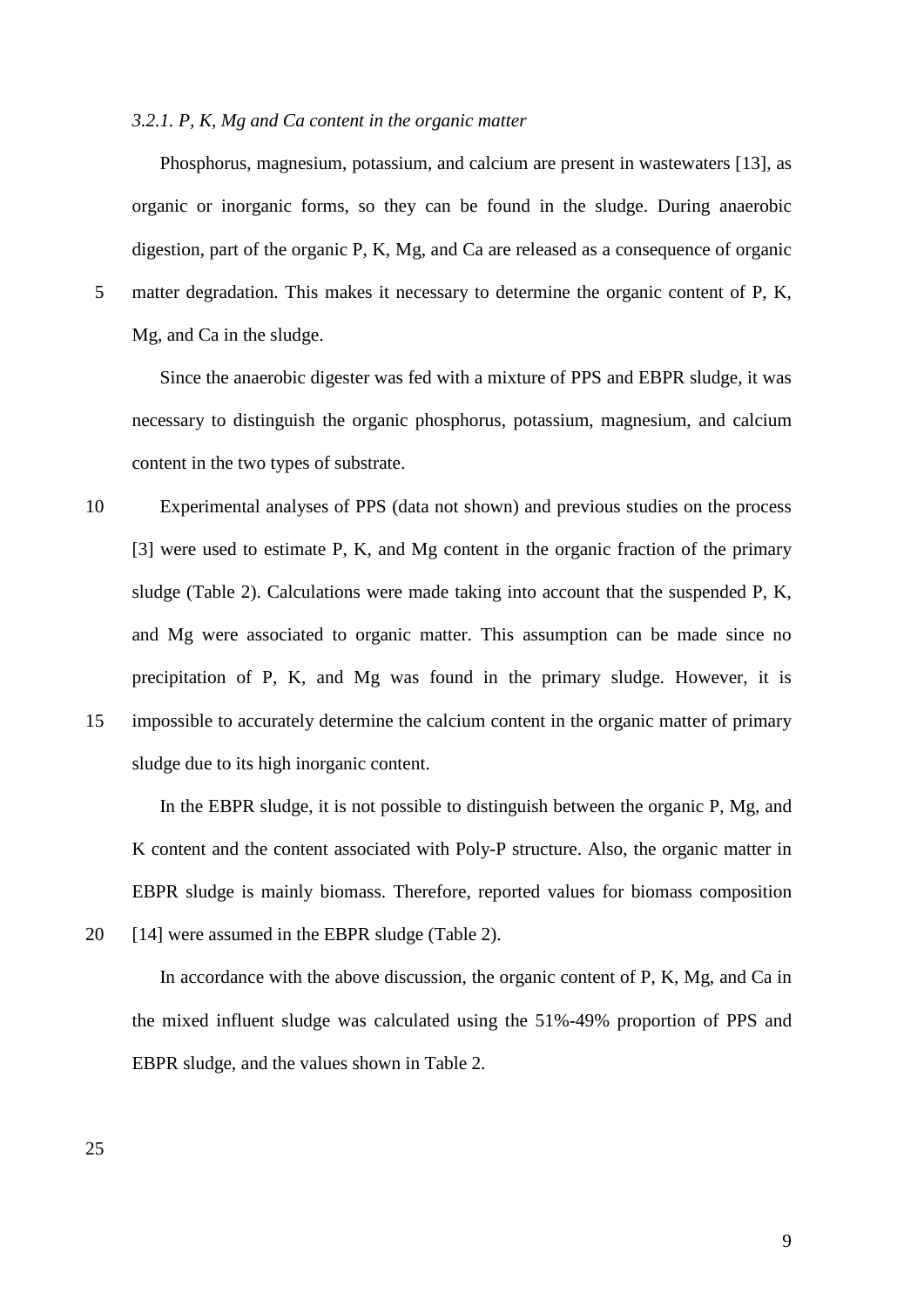### *3.2.1. P, K, Mg and Ca content in the organic matter*

Phosphorus, magnesium, potassium, and calcium are present in wastewaters [13], as organic or inorganic forms, so they can be found in the sludge. During anaerobic digestion, part of the organic P, K, Mg, and Ca are released as a consequence of organic matter degradation. This makes it necessary to determine the organic content of P, K, Mg, and Ca in the sludge.

Since the anaerobic digester was fed with a mixture of PPS and EBPR sludge, it was necessary to distinguish the organic phosphorus, potassium, magnesium, and calcium content in the two types of substrate.

Experimental analyses of PPS (data not shown) and previous studies on the process [3] were used to estimate P, K, and Mg content in the organic fraction of the primary sludge (Table 2). Calculations were made taking into account that the suspended P, K, and Mg were associated to organic matter. This assumption can be made since no precipitation of P, K, and Mg was found in the primary sludge. However, it is impossible to accurately determine the calcium content in the organic matter of primary sludge due to its high inorganic content.

In the EBPR sludge, it is not possible to distinguish between the organic P, Mg, and K content and the content associated with Poly-P structure. Also, the organic matter in EBPR sludge is mainly biomass. Therefore, reported values for biomass composition [14] were assumed in the EBPR sludge (Table 2).

In accordance with the above discussion, the organic content of P, K, Mg, and Ca in the mixed influent sludge was calculated using the 51%-49% proportion of PPS and EBPR sludge, and the values shown in Table 2.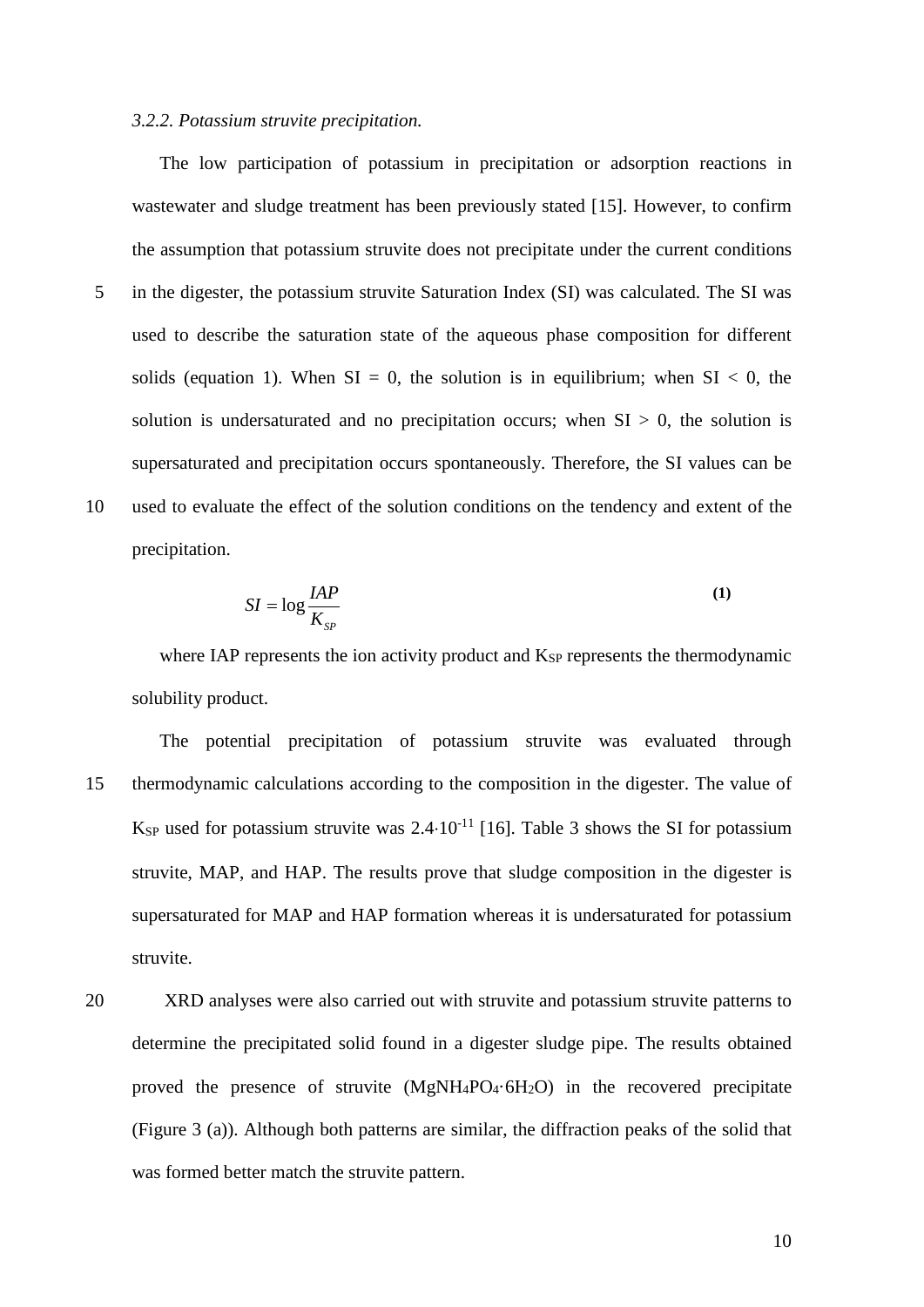*3.2.2. Potassium struvite precipitation.*

The low participation of potassium in precipitation or adsorption reactions in wastewater and sludge treatment has been previously stated [15]. However, to confirm the assumption that potassium struvite does not precipitate under the current conditions in the digester, the potassium struvite Saturation Index (SI) was calculated. The SI was used to describe the saturation state of the aqueous phase composition for different solids (equation 1). When SI = 0, the solution is in equilibrium; when SI < 0, the solution is undersaturated and no precipitation occurs; when SI > 0, the solution is supersaturated and precipitation occurs spontaneously. Therefore, the SI values can be used to evaluate the effect of the solution conditions on the tendency and extent of the precipitation.

$$SI = \log \frac{IAP}{K_{SP}} \quad (1)$$

where IAP represents the ion activity product and $K_{SP}$ represents the thermodynamic solubility product.

The potential precipitation of potassium struvite was evaluated through thermodynamic calculations according to the composition in the digester. The value of $K_{SP}$ used for potassium struvite was $2.4{\cdot}10^{-11}$ [16]. Table 3 shows the SI for potassium struvite, MAP, and HAP. The results prove that sludge composition in the digester is supersaturated for MAP and HAP formation whereas it is undersaturated for potassium struvite.

XRD analyses were also carried out with struvite and potassium struvite patterns to determine the precipitated solid found in a digester sludge pipe. The results obtained proved the presence of struvite ($MgNH_4PO_4{\cdot}6H_2O$) in the recovered precipitate (Figure 3 (a)). Although both patterns are similar, the diffraction peaks of the solid that was formed better match the struvite pattern.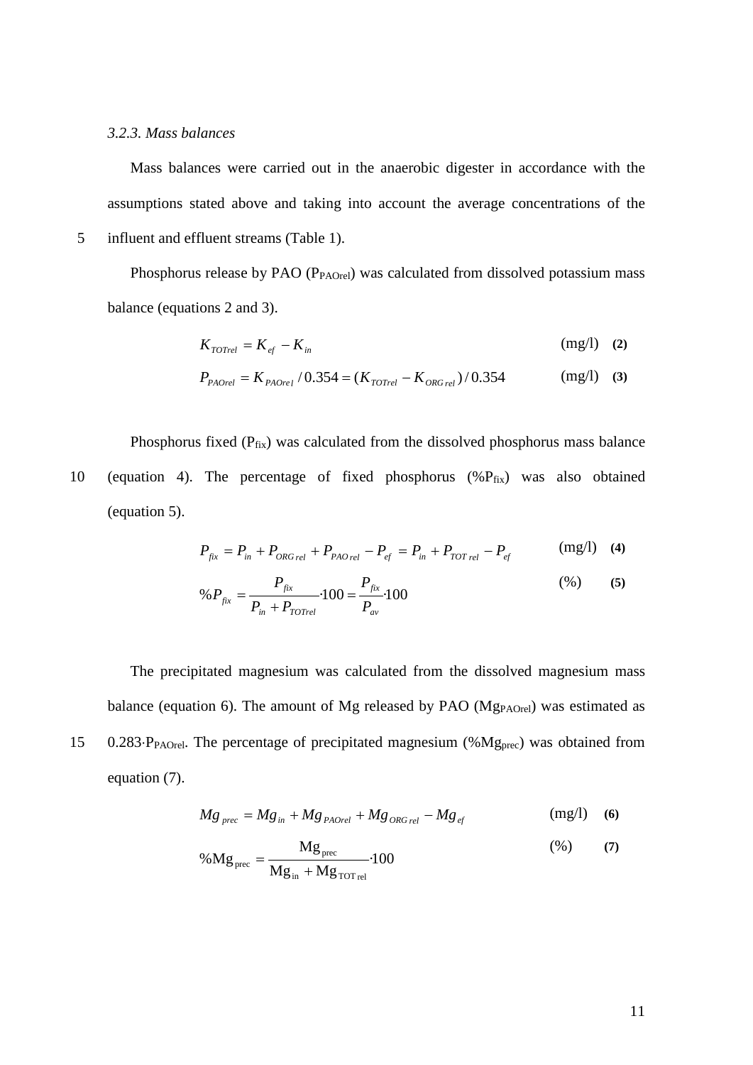### *3.2.3. Mass balances*

Mass balances were carried out in the anaerobic digester in accordance with the assumptions stated above and taking into account the average concentrations of the influent and effluent streams (Table 1).

Phosphorus release by PAO ($P_{PAOrel}$) was calculated from dissolved potassium mass balance (equations 2 and 3).

$$K_{TOTrel} = K_{ef} - K_{in} \qquad \text{(mg/l)} \quad \textbf{(2)}$$

$$P_{PAOrel} = K_{PAOrel} / 0.354 = (K_{TOTrel} - K_{ORG\,rel}) / 0.354 \qquad \text{(mg/l)} \quad \textbf{(3)}$$

Phosphorus fixed ($P_{fix}$) was calculated from the dissolved phosphorus mass balance (equation 4). The percentage of fixed phosphorus ($\%P_{fix}$) was also obtained (equation 5).

$$P_{fix} = P_{in} + P_{ORG\,rel} + P_{PAO\,rel} - P_{ef} = P_{in} + P_{TOT\,rel} - P_{ef} \qquad \text{(mg/l)} \quad \textbf{(4)}$$

$$\%P_{fix} = \frac{P_{fix}}{P_{in} + P_{TOTrel}} \cdot 100 = \frac{P_{fix}}{P_{av}} \cdot 100 \qquad \text{(\%)} \quad \textbf{(5)}$$

The precipitated magnesium was calculated from the dissolved magnesium mass balance (equation 6). The amount of Mg released by PAO ($Mg_{PAOrel}$) was estimated as $0.283 \cdot P_{PAOrel}$. The percentage of precipitated magnesium ($\%Mg_{prec}$) was obtained from equation (7).

$$Mg_{prec} = Mg_{in} + Mg_{PAOrel} + Mg_{ORG\,rel} - Mg_{ef} \qquad \text{(mg/l)} \quad \textbf{(6)}$$

$$\%\mathrm{Mg}_{prec} = \frac{\mathrm{Mg}_{prec}}{\mathrm{Mg}_{in} + \mathrm{Mg}_{TOT\,rel}} \cdot 100 \qquad \text{(\%)} \quad \textbf{(7)}$$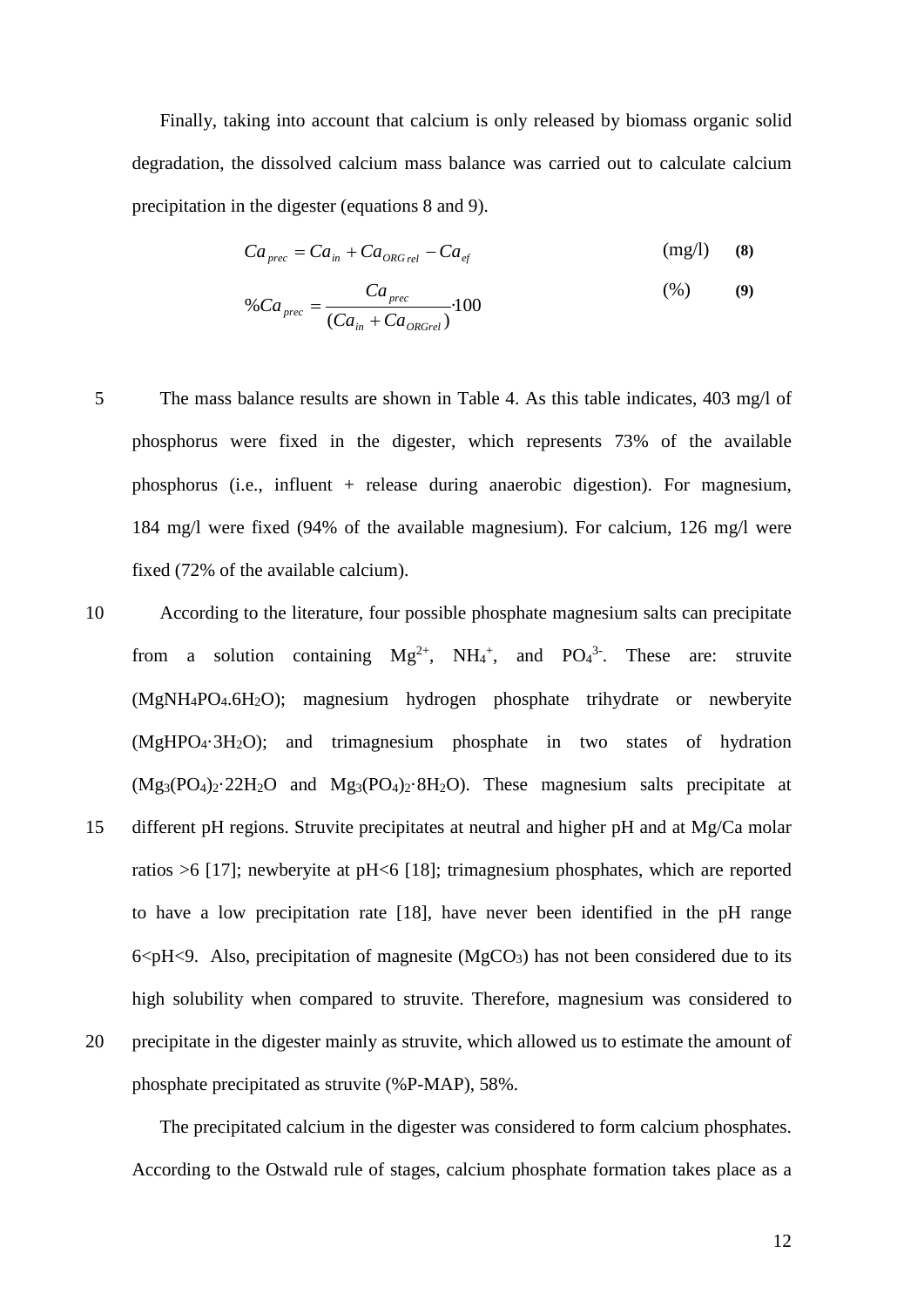Finally, taking into account that calcium is only released by biomass organic solid degradation, the dissolved calcium mass balance was carried out to calculate calcium precipitation in the digester (equations 8 and 9).

$$Ca_{prec} = Ca_{in} + Ca_{ORG\,rel} - Ca_{ef} \qquad \text{(mg/l)} \qquad \textbf{(8)}$$

$$\%Ca_{prec} = \frac{Ca_{prec}}{(Ca_{in} + Ca_{ORGrel})} \cdot 100 \qquad (\%) \qquad \textbf{(9)}$$

The mass balance results are shown in Table 4. As this table indicates, 403 mg/l of phosphorus were fixed in the digester, which represents 73% of the available phosphorus (i.e., influent + release during anaerobic digestion). For magnesium, 184 mg/l were fixed (94% of the available magnesium). For calcium, 126 mg/l were fixed (72% of the available calcium).

According to the literature, four possible phosphate magnesium salts can precipitate from a solution containing $Mg^{2+}$, $NH_4^+$, and $PO_4^{3-}$. These are: struvite ($MgNH_4PO_4.6H_2O$); magnesium hydrogen phosphate trihydrate or newberyite ($MgHPO_4 \cdot 3H_2O$); and trimagnesium phosphate in two states of hydration ($Mg_3(PO_4)_2 \cdot 22H_2O$ and $Mg_3(PO_4)_2 \cdot 8H_2O$). These magnesium salts precipitate at different pH regions. Struvite precipitates at neutral and higher pH and at Mg/Ca molar ratios >6 [17]; newberyite at pH<6 [18]; trimagnesium phosphates, which are reported to have a low precipitation rate [18], have never been identified in the pH range 6<pH<9. Also, precipitation of magnesite ($MgCO_3$) has not been considered due to its high solubility when compared to struvite. Therefore, magnesium was considered to precipitate in the digester mainly as struvite, which allowed us to estimate the amount of phosphate precipitated as struvite (%P-MAP), 58%.

The precipitated calcium in the digester was considered to form calcium phosphates. According to the Ostwald rule of stages, calcium phosphate formation takes place as a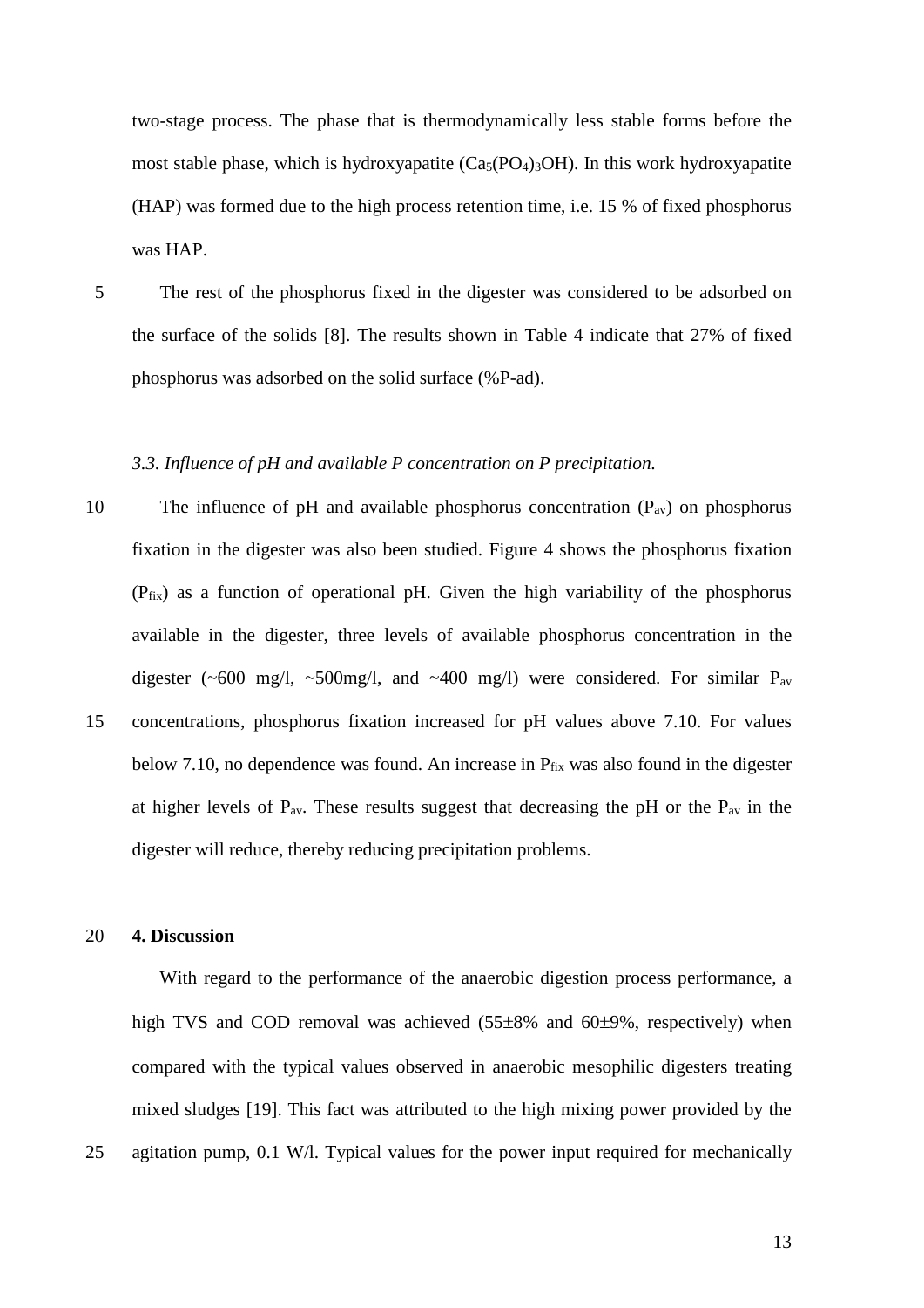two-stage process. The phase that is thermodynamically less stable forms before the most stable phase, which is hydroxyapatite ($Ca_5(PO_4)_3OH$). In this work hydroxyapatite (HAP) was formed due to the high process retention time, i.e. 15 % of fixed phosphorus was HAP.

The rest of the phosphorus fixed in the digester was considered to be adsorbed on the surface of the solids [8]. The results shown in Table 4 indicate that 27% of fixed phosphorus was adsorbed on the solid surface (%P-ad).

### *3.3. Influence of pH and available P concentration on P precipitation.*

The influence of pH and available phosphorus concentration ($P_{av}$) on phosphorus fixation in the digester was also been studied. Figure 4 shows the phosphorus fixation ($P_{fix}$) as a function of operational pH. Given the high variability of the phosphorus available in the digester, three levels of available phosphorus concentration in the digester (~600 mg/l, ~500mg/l, and ~400 mg/l) were considered. For similar $P_{av}$ concentrations, phosphorus fixation increased for pH values above 7.10. For values below 7.10, no dependence was found. An increase in $P_{fix}$ was also found in the digester at higher levels of $P_{av}$. These results suggest that decreasing the pH or the $P_{av}$ in the digester will reduce, thereby reducing precipitation problems.

## 4. Discussion

With regard to the performance of the anaerobic digestion process performance, a high TVS and COD removal was achieved (55±8% and 60±9%, respectively) when compared with the typical values observed in anaerobic mesophilic digesters treating mixed sludges [19]. This fact was attributed to the high mixing power provided by the agitation pump, 0.1 W/l. Typical values for the power input required for mechanically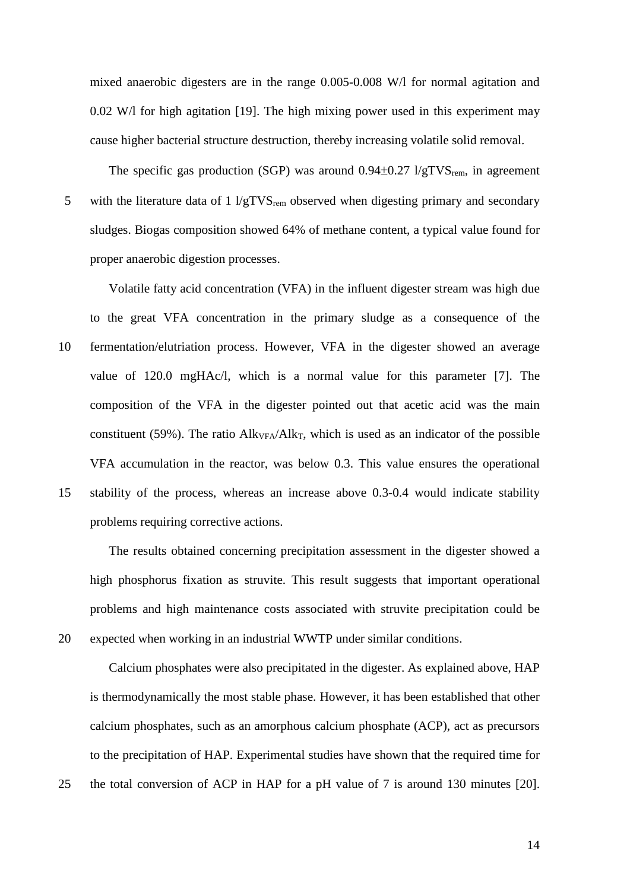mixed anaerobic digesters are in the range 0.005-0.008 W/l for normal agitation and 0.02 W/l for high agitation [19]. The high mixing power used in this experiment may cause higher bacterial structure destruction, thereby increasing volatile solid removal.

The specific gas production (SGP) was around 0.94±0.27 l/gTVS$_{rem}$, in agreement with the literature data of 1 l/gTVS$_{rem}$ observed when digesting primary and secondary sludges. Biogas composition showed 64% of methane content, a typical value found for proper anaerobic digestion processes.

Volatile fatty acid concentration (VFA) in the influent digester stream was high due to the great VFA concentration in the primary sludge as a consequence of the fermentation/elutriation process. However, VFA in the digester showed an average value of 120.0 mgHAc/l, which is a normal value for this parameter [7]. The composition of the VFA in the digester pointed out that acetic acid was the main constituent (59%). The ratio $Alk_{VFA}/Alk_T$, which is used as an indicator of the possible VFA accumulation in the reactor, was below 0.3. This value ensures the operational stability of the process, whereas an increase above 0.3-0.4 would indicate stability problems requiring corrective actions.

The results obtained concerning precipitation assessment in the digester showed a high phosphorus fixation as struvite. This result suggests that important operational problems and high maintenance costs associated with struvite precipitation could be expected when working in an industrial WWTP under similar conditions.

Calcium phosphates were also precipitated in the digester. As explained above, HAP is thermodynamically the most stable phase. However, it has been established that other calcium phosphates, such as an amorphous calcium phosphate (ACP), act as precursors to the precipitation of HAP. Experimental studies have shown that the required time for the total conversion of ACP in HAP for a pH value of 7 is around 130 minutes [20].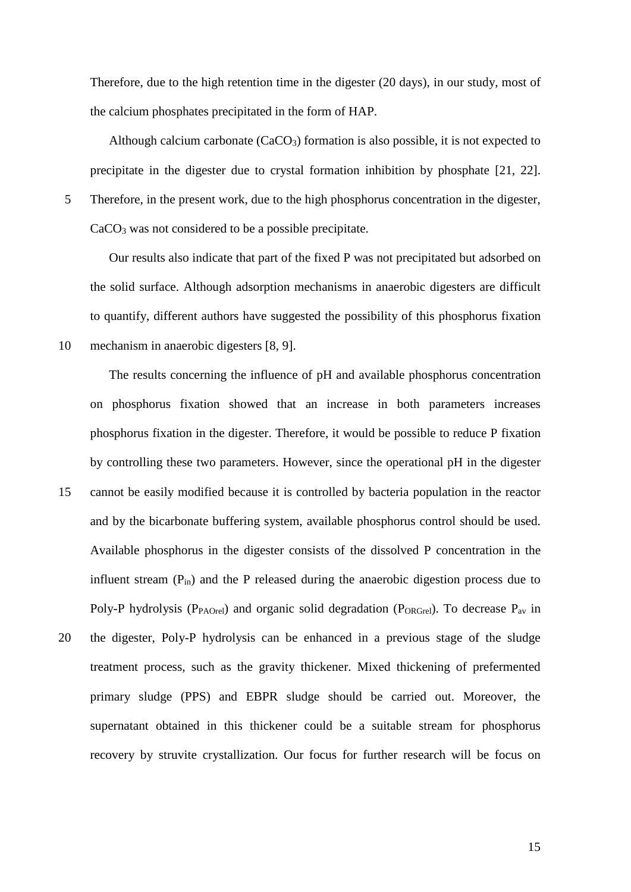Therefore, due to the high retention time in the digester (20 days), in our study, most of the calcium phosphates precipitated in the form of HAP.

Although calcium carbonate ($CaCO_3$) formation is also possible, it is not expected to precipitate in the digester due to crystal formation inhibition by phosphate [21, 22]. Therefore, in the present work, due to the high phosphorus concentration in the digester, $CaCO_3$ was not considered to be a possible precipitate.

Our results also indicate that part of the fixed P was not precipitated but adsorbed on the solid surface. Although adsorption mechanisms in anaerobic digesters are difficult to quantify, different authors have suggested the possibility of this phosphorus fixation mechanism in anaerobic digesters [8, 9].

The results concerning the influence of pH and available phosphorus concentration on phosphorus fixation showed that an increase in both parameters increases phosphorus fixation in the digester. Therefore, it would be possible to reduce P fixation by controlling these two parameters. However, since the operational pH in the digester cannot be easily modified because it is controlled by bacteria population in the reactor and by the bicarbonate buffering system, available phosphorus control should be used. Available phosphorus in the digester consists of the dissolved P concentration in the influent stream ($P_{in}$) and the P released during the anaerobic digestion process due to Poly-P hydrolysis ($P_{PAOrel}$) and organic solid degradation ($P_{ORGrel}$). To decrease $P_{av}$ in the digester, Poly-P hydrolysis can be enhanced in a previous stage of the sludge treatment process, such as the gravity thickener. Mixed thickening of prefermented primary sludge (PPS) and EBPR sludge should be carried out. Moreover, the supernatant obtained in this thickener could be a suitable stream for phosphorus recovery by struvite crystallization. Our focus for further research will be focus on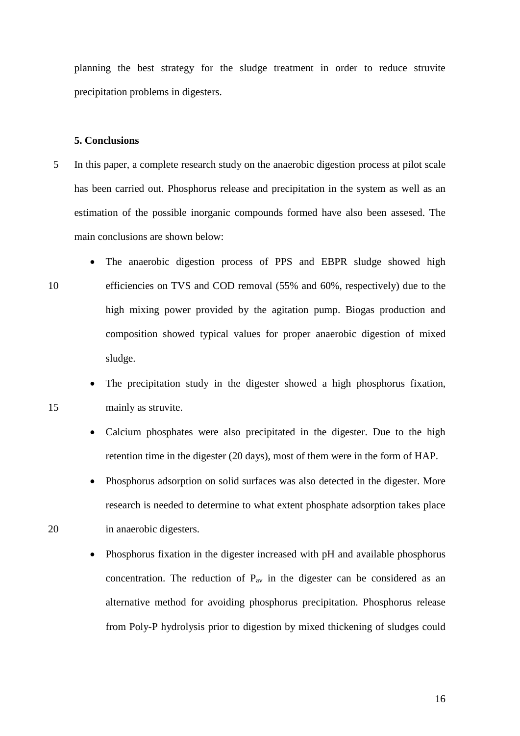planning the best strategy for the sludge treatment in order to reduce struvite precipitation problems in digesters.

### 5. Conclusions

In this paper, a complete research study on the anaerobic digestion process at pilot scale has been carried out. Phosphorus release and precipitation in the system as well as an estimation of the possible inorganic compounds formed have also been assesed. The main conclusions are shown below:

- The anaerobic digestion process of PPS and EBPR sludge showed high efficiencies on TVS and COD removal (55% and 60%, respectively) due to the high mixing power provided by the agitation pump. Biogas production and composition showed typical values for proper anaerobic digestion of mixed sludge.
- The precipitation study in the digester showed a high phosphorus fixation, mainly as struvite.
- Calcium phosphates were also precipitated in the digester. Due to the high retention time in the digester (20 days), most of them were in the form of HAP.
- Phosphorus adsorption on solid surfaces was also detected in the digester. More research is needed to determine to what extent phosphate adsorption takes place in anaerobic digesters.
- Phosphorus fixation in the digester increased with pH and available phosphorus concentration. The reduction of $P_{av}$ in the digester can be considered as an alternative method for avoiding phosphorus precipitation. Phosphorus release from Poly-P hydrolysis prior to digestion by mixed thickening of sludges could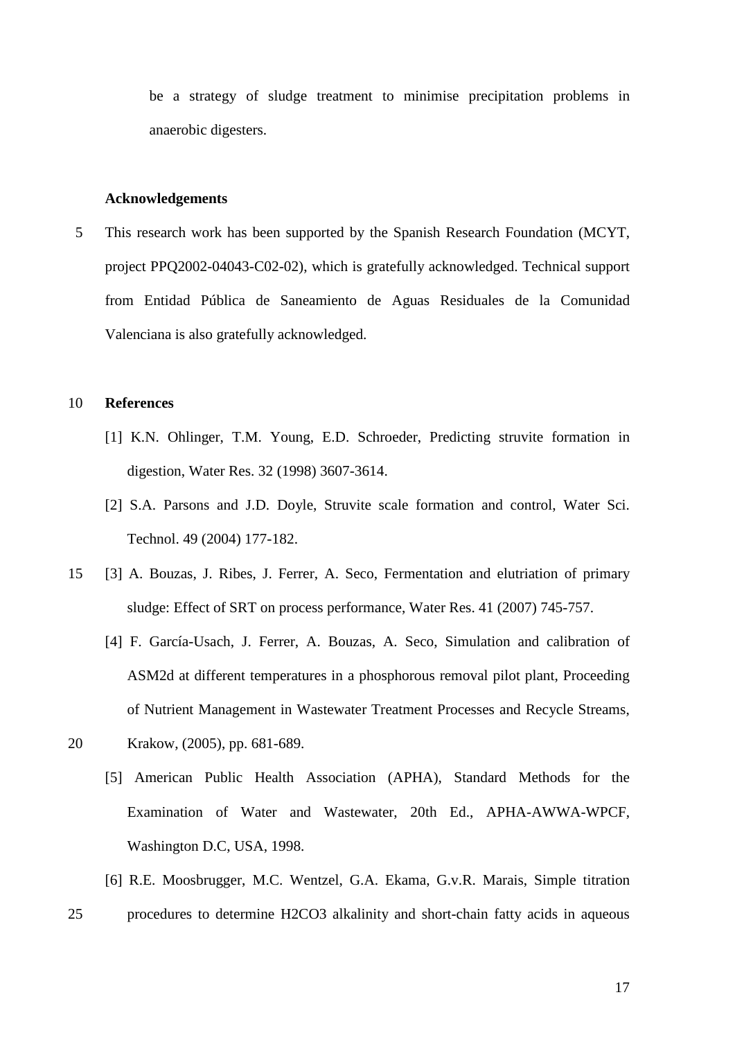be a strategy of sludge treatment to minimise precipitation problems in anaerobic digesters.

## Acknowledgements

This research work has been supported by the Spanish Research Foundation (MCYT, project PPQ2002-04043-C02-02), which is gratefully acknowledged. Technical support from Entidad Pública de Saneamiento de Aguas Residuales de la Comunidad Valenciana is also gratefully acknowledged.

## References

[1] K.N. Ohlinger, T.M. Young, E.D. Schroeder, Predicting struvite formation in digestion, Water Res. 32 (1998) 3607-3614.

[2] S.A. Parsons and J.D. Doyle, Struvite scale formation and control, Water Sci. Technol. 49 (2004) 177-182.

[3] A. Bouzas, J. Ribes, J. Ferrer, A. Seco, Fermentation and elutriation of primary sludge: Effect of SRT on process performance, Water Res. 41 (2007) 745-757.

[4] F. García-Usach, J. Ferrer, A. Bouzas, A. Seco, Simulation and calibration of ASM2d at different temperatures in a phosphorous removal pilot plant, Proceeding of Nutrient Management in Wastewater Treatment Processes and Recycle Streams, Krakow, (2005), pp. 681-689.

[5] American Public Health Association (APHA), Standard Methods for the Examination of Water and Wastewater, 20th Ed., APHA-AWWA-WPCF, Washington D.C, USA, 1998.

[6] R.E. Moosbrugger, M.C. Wentzel, G.A. Ekama, G.v.R. Marais, Simple titration procedures to determine H2CO3 alkalinity and short-chain fatty acids in aqueous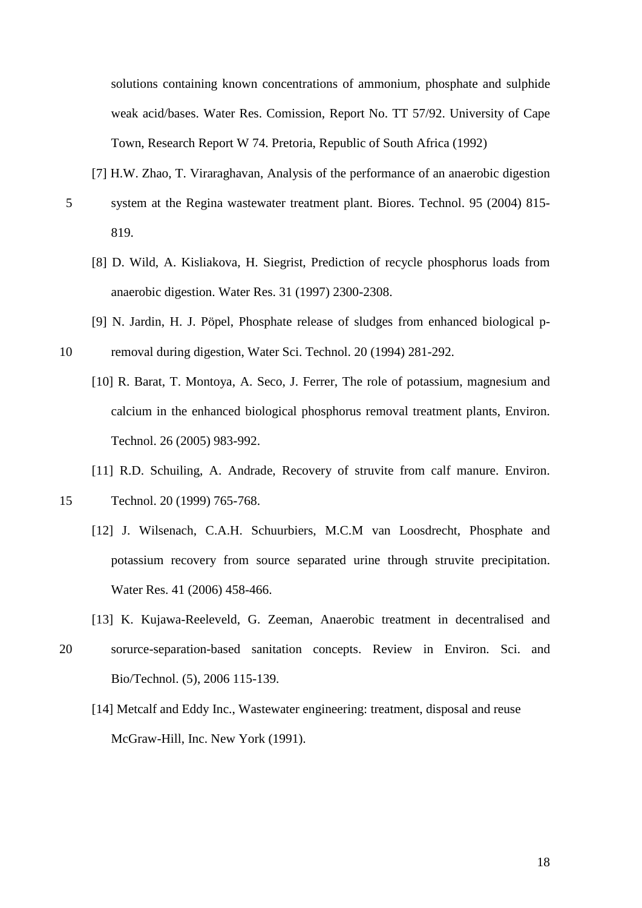solutions containing known concentrations of ammonium, phosphate and sulphide weak acid/bases. Water Res. Comission, Report No. TT 57/92. University of Cape Town, Research Report W 74. Pretoria, Republic of South Africa (1992)

[7] H.W. Zhao, T. Viraraghavan, Analysis of the performance of an anaerobic digestion system at the Regina wastewater treatment plant. Biores. Technol. 95 (2004) 815-819.

[8] D. Wild, A. Kisliakova, H. Siegrist, Prediction of recycle phosphorus loads from anaerobic digestion. Water Res. 31 (1997) 2300-2308.

[9] N. Jardin, H. J. Pöpel, Phosphate release of sludges from enhanced biological p-removal during digestion, Water Sci. Technol. 20 (1994) 281-292.

[10] R. Barat, T. Montoya, A. Seco, J. Ferrer, The role of potassium, magnesium and calcium in the enhanced biological phosphorus removal treatment plants, Environ. Technol. 26 (2005) 983-992.

[11] R.D. Schuiling, A. Andrade, Recovery of struvite from calf manure. Environ. Technol. 20 (1999) 765-768.

[12] J. Wilsenach, C.A.H. Schuurbiers, M.C.M van Loosdrecht, Phosphate and potassium recovery from source separated urine through struvite precipitation. Water Res. 41 (2006) 458-466.

[13] K. Kujawa-Reeleveld, G. Zeeman, Anaerobic treatment in decentralised and sorurce-separation-based sanitation concepts. Review in Environ. Sci. and Bio/Technol. (5), 2006 115-139.

[14] Metcalf and Eddy Inc., Wastewater engineering: treatment, disposal and reuse McGraw-Hill, Inc. New York (1991).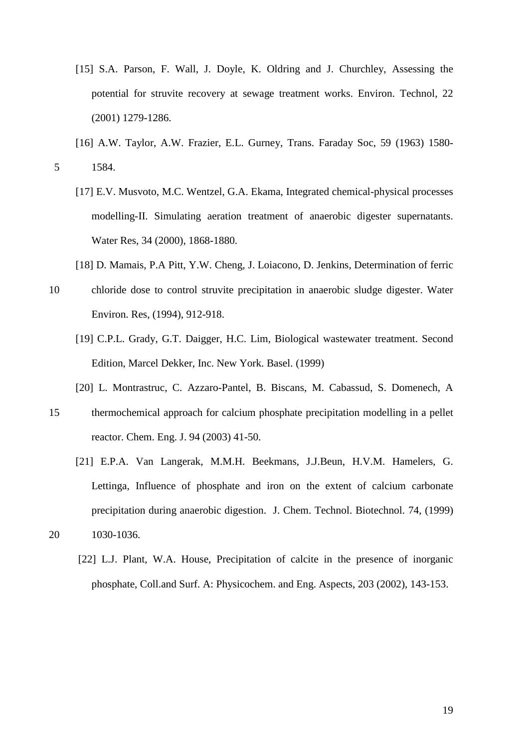[15] S.A. Parson, F. Wall, J. Doyle, K. Oldring and J. Churchley, Assessing the potential for struvite recovery at sewage treatment works. Environ. Technol, 22 (2001) 1279-1286.

[16] A.W. Taylor, A.W. Frazier, E.L. Gurney, Trans. Faraday Soc, 59 (1963) 1580-1584.

[17] E.V. Musvoto, M.C. Wentzel, G.A. Ekama, Integrated chemical-physical processes modelling-II. Simulating aeration treatment of anaerobic digester supernatants. Water Res, 34 (2000), 1868-1880.

[18] D. Mamais, P.A Pitt, Y.W. Cheng, J. Loiacono, D. Jenkins, Determination of ferric chloride dose to control struvite precipitation in anaerobic sludge digester. Water Environ. Res, (1994), 912-918.

[19] C.P.L. Grady, G.T. Daigger, H.C. Lim, Biological wastewater treatment. Second Edition, Marcel Dekker, Inc. New York. Basel. (1999)

[20] L. Montrastruc, C. Azzaro-Pantel, B. Biscans, M. Cabassud, S. Domenech, A thermochemical approach for calcium phosphate precipitation modelling in a pellet reactor. Chem. Eng. J. 94 (2003) 41-50.

[21] E.P.A. Van Langerak, M.M.H. Beekmans, J.J.Beun, H.V.M. Hamelers, G. Lettinga, Influence of phosphate and iron on the extent of calcium carbonate precipitation during anaerobic digestion. J. Chem. Technol. Biotechnol. 74, (1999) 1030-1036.

[22] L.J. Plant, W.A. House, Precipitation of calcite in the presence of inorganic phosphate, Coll.and Surf. A: Physicochem. and Eng. Aspects, 203 (2002), 143-153.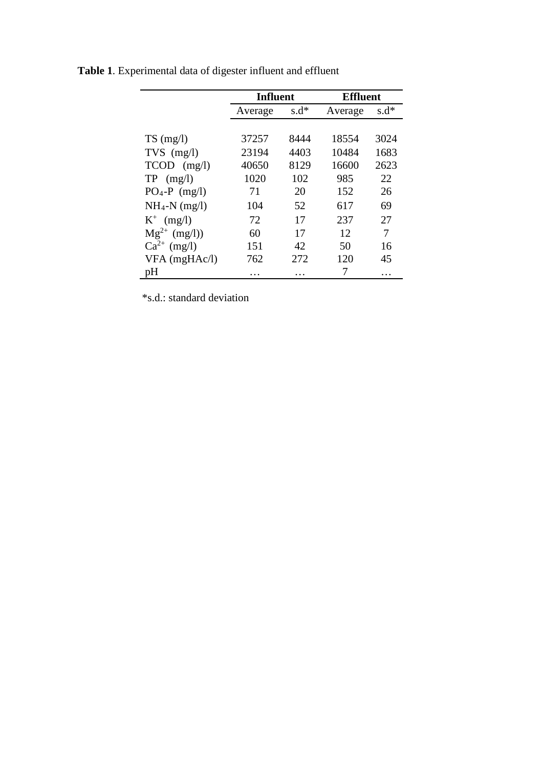**Table 1**. Experimental data of digester influent and effluent

| | Influent | | Effluent | |
|---|---|---|---|---|
| | Average | s.d* | Average | s.d* |
| TS (mg/l) | 37257 | 8444 | 18554 | 3024 |
| TVS (mg/l) | 23194 | 4403 | 10484 | 1683 |
| TCOD (mg/l) | 40650 | 8129 | 16600 | 2623 |
| TP (mg/l) | 1020 | 102 | 985 | 22 |
| $PO_4$-P (mg/l) | 71 | 20 | 152 | 26 |
| $NH_4$-N (mg/l) | 104 | 52 | 617 | 69 |
| $K^+$ (mg/l) | 72 | 17 | 237 | 27 |
| $Mg^{2+}$ (mg/l)) | 60 | 17 | 12 | 7 |
| $Ca^{2+}$ (mg/l) | 151 | 42 | 50 | 16 |
| VFA (mgHAc/l) | 762 | 272 | 120 | 45 |
| pH | … | … | 7 | … |

*s.d.: standard deviation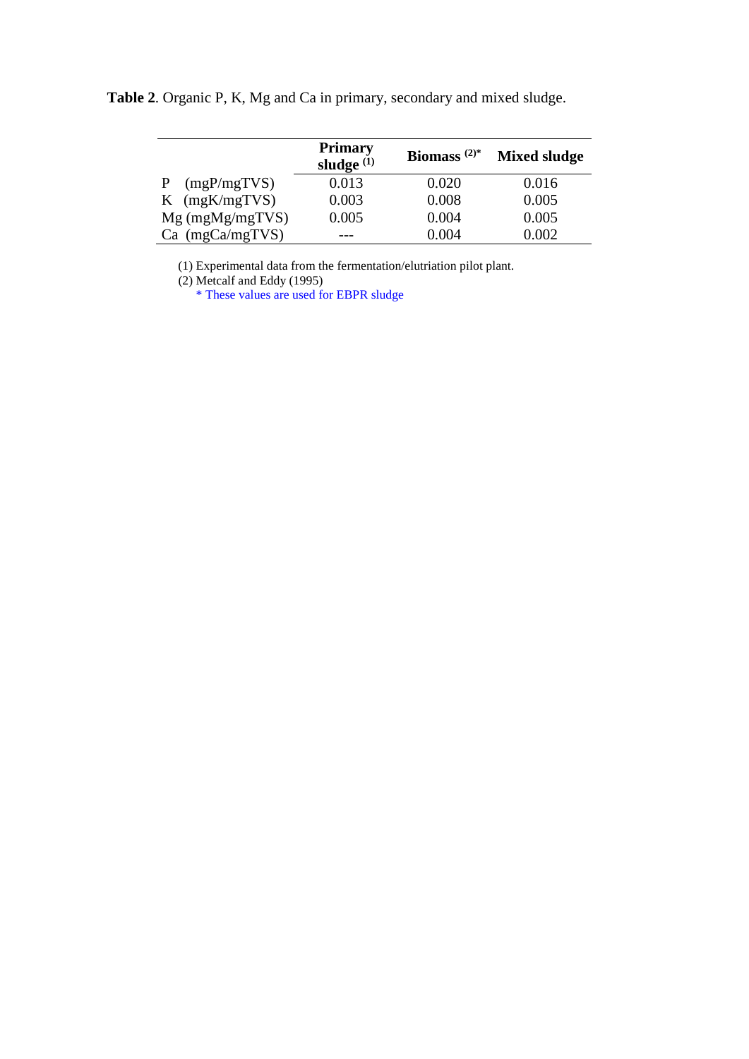**Table 2**. Organic P, K, Mg and Ca in primary, secondary and mixed sludge.

| | **Primary sludge** [(1)] | **Biomass** [(2)*] | **Mixed sludge** |
|---|---|---|---|
| P (mgP/mgTVS) | 0.013 | 0.020 | 0.016 |
| K (mgK/mgTVS) | 0.003 | 0.008 | 0.005 |
| Mg (mgMg/mgTVS) | 0.005 | 0.004 | 0.005 |
| Ca (mgCa/mgTVS) | --- | 0.004 | 0.002 |

(1) Experimental data from the fermentation/elutriation pilot plant.

(2) Metcalf and Eddy (1995)

\* These values are used for EBPR sludge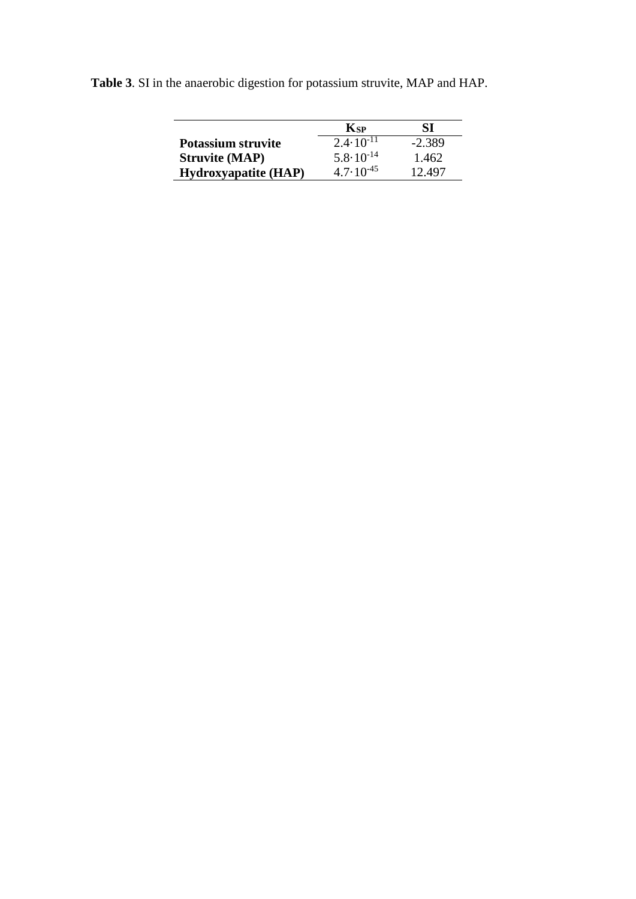**Table 3**. SI in the anaerobic digestion for potassium struvite, MAP and HAP.

| | $K_{SP}$ | SI |
|---|---|---|
| **Potassium struvite** | $2.4 \cdot 10^{-11}$ | -2.389 |
| **Struvite (MAP)** | $5.8 \cdot 10^{-14}$ | 1.462 |
| **Hydroxyapatite (HAP)** | $4.7 \cdot 10^{-45}$ | 12.497 |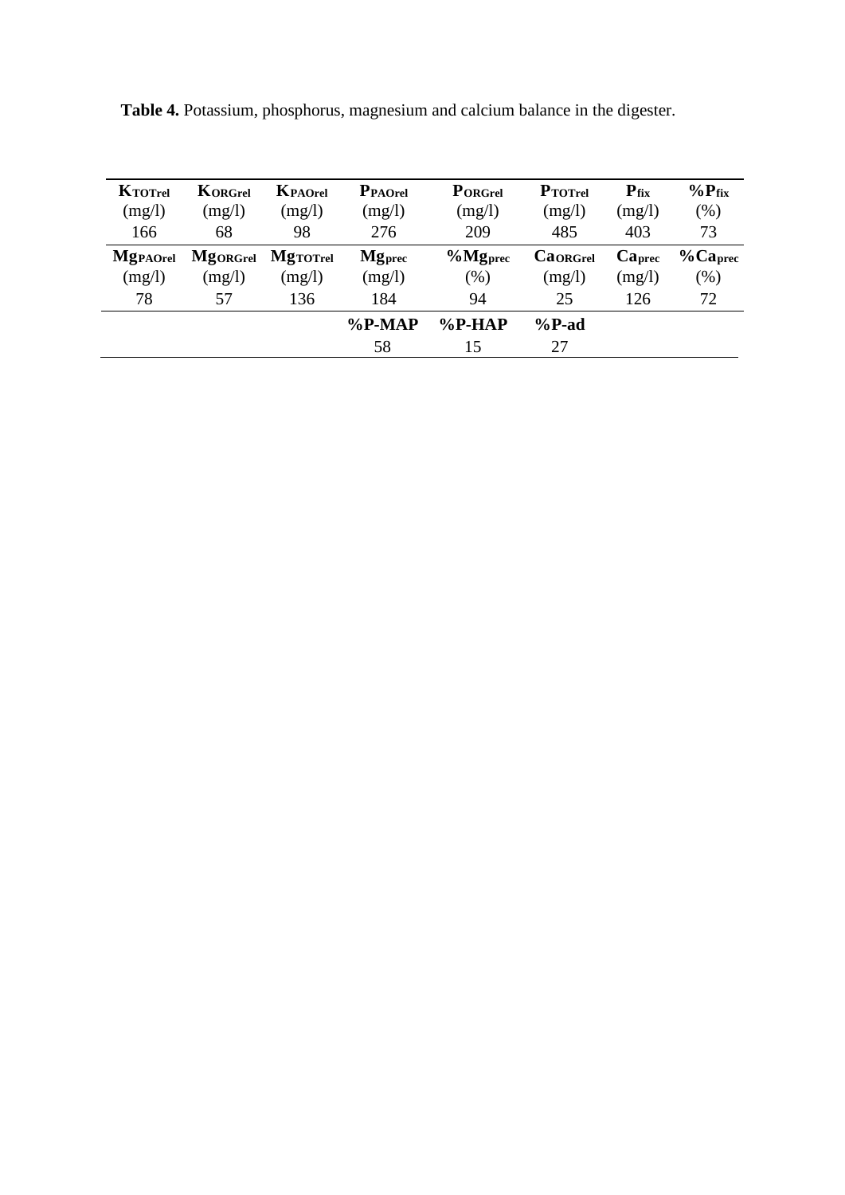**Table 4.** Potassium, phosphorus, magnesium and calcium balance in the digester.

| $K_{TOTrel}$ (mg/l) | $K_{ORGrel}$ (mg/l) | $K_{PAOrel}$ (mg/l) | $P_{PAOrel}$ (mg/l) | $P_{ORGrel}$ (mg/l) | $P_{TOTrel}$ (mg/l) | $P_{fix}$ (mg/l) | $\%P_{fix}$ (%) |
|---|---|---|---|---|---|---|---|
| 166 | 68 | 98 | 276 | 209 | 485 | 403 | 73 |
| **$Mg_{PAOrel}$** (mg/l) | **$Mg_{ORGrel}$** (mg/l) | **$Mg_{TOTrel}$** (mg/l) | **$Mg_{prec}$** (mg/l) | **$\%Mg_{prec}$** (%) | **$Ca_{ORGrel}$** (mg/l) | **$Ca_{prec}$** (mg/l) | **$\%Ca_{prec}$** (%) |
| 78 | 57 | 136 | 184 | 94 | 25 | 126 | 72 |
| | | | **%P-MAP** | **%P-HAP** | **%P-ad** | | |
| | | | 58 | 15 | 27 | | |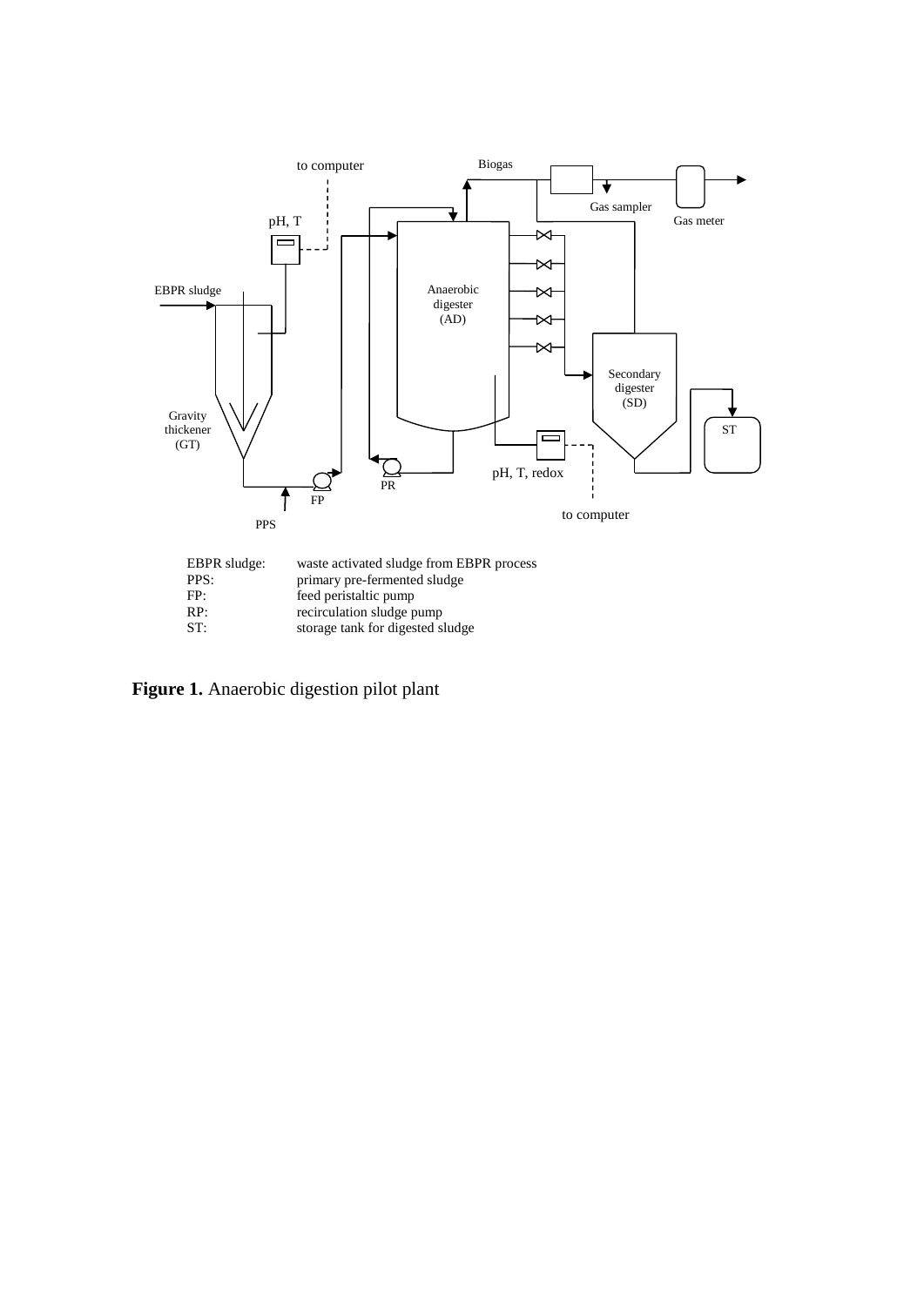to computer

Biogas

Gas sampler

Gas meter

pH, T

EBPR sludge

Anaerobic digester (AD)

Secondary digester (SD)

Gravity thickener (GT)

ST

FP

PR

pH, T, redox

to computer

PPS

EBPR sludge: waste activated sludge from EBPR process
PPS: primary pre-fermented sludge
FP: feed peristaltic pump
RP: recirculation sludge pump
ST: storage tank for digested sludge

**Figure 1.** Anaerobic digestion pilot plant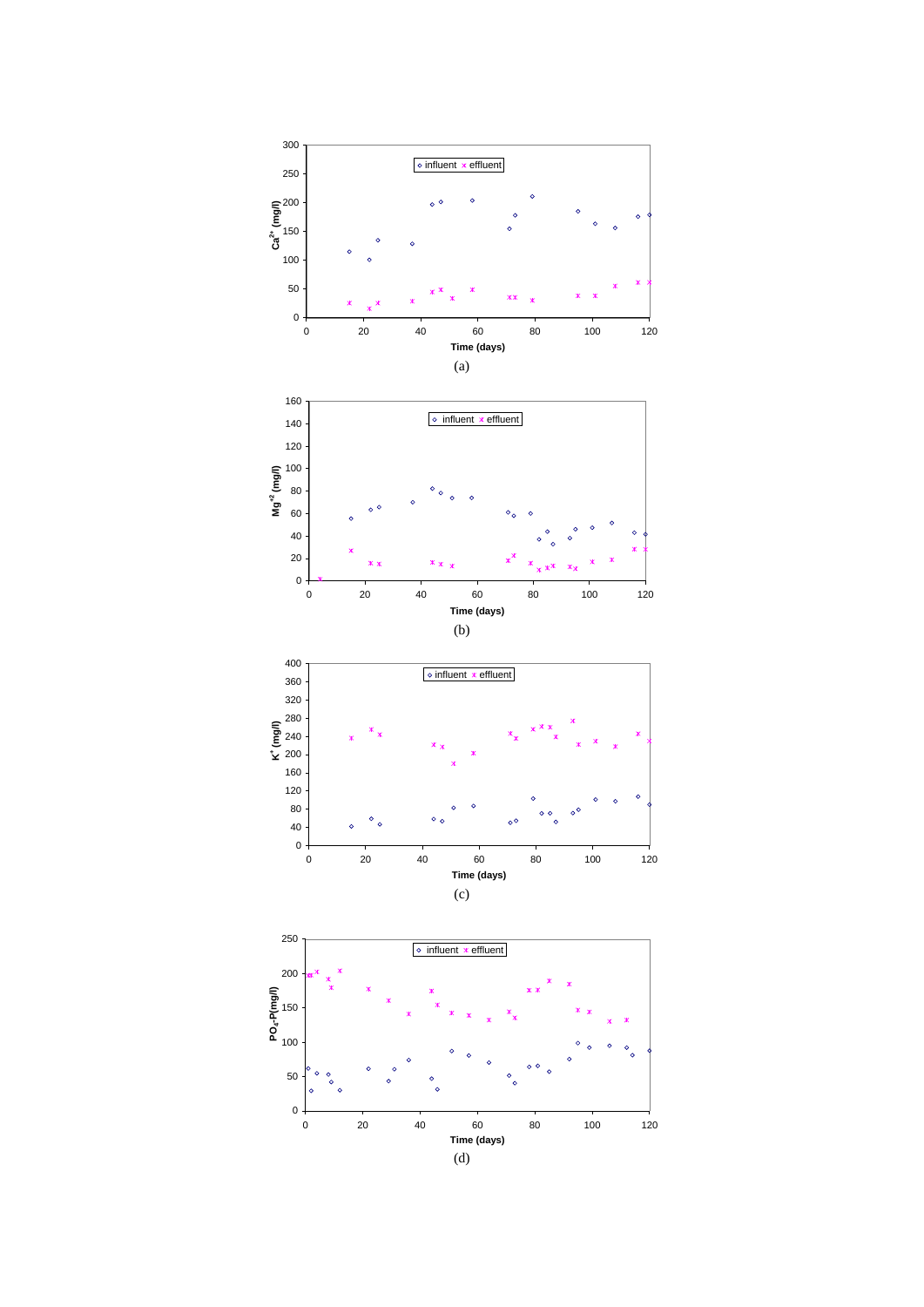300
250
200
150
100
50
0

$Ca^{2+}$ (mg/l)

influent effluent

0 20 40 60 80 100 120

Time (days)

(a)

160
140
120
100
80
60
40
20
0

$Mg^{+2}$ (mg/l)

influent effluent

0 20 40 60 80 100 120

Time (days)

(b)

400
360
320
280
240
200
160
120
80
40
0

$K^{+}$ (mg/l)

influent effluent

0 20 40 60 80 100 120

Time (days)

(c)

250
200
150
100
50
0

$PO_4$-P(mg/l)

influent effluent

0 20 40 60 80 100 120

Time (days)

(d)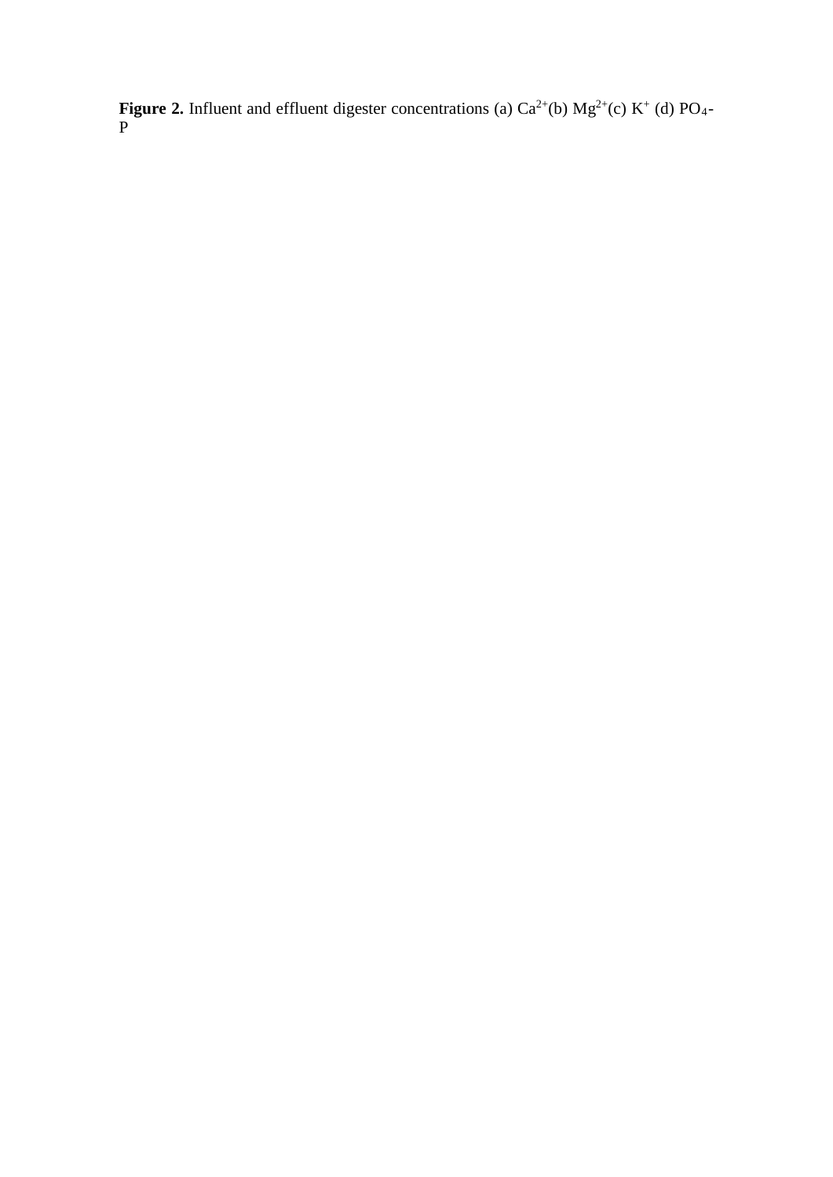**Figure 2.** Influent and effluent digester concentrations (a) $Ca^{2+}$(b) $Mg^{2+}$(c) $K^{+}$ (d) $PO_4$-P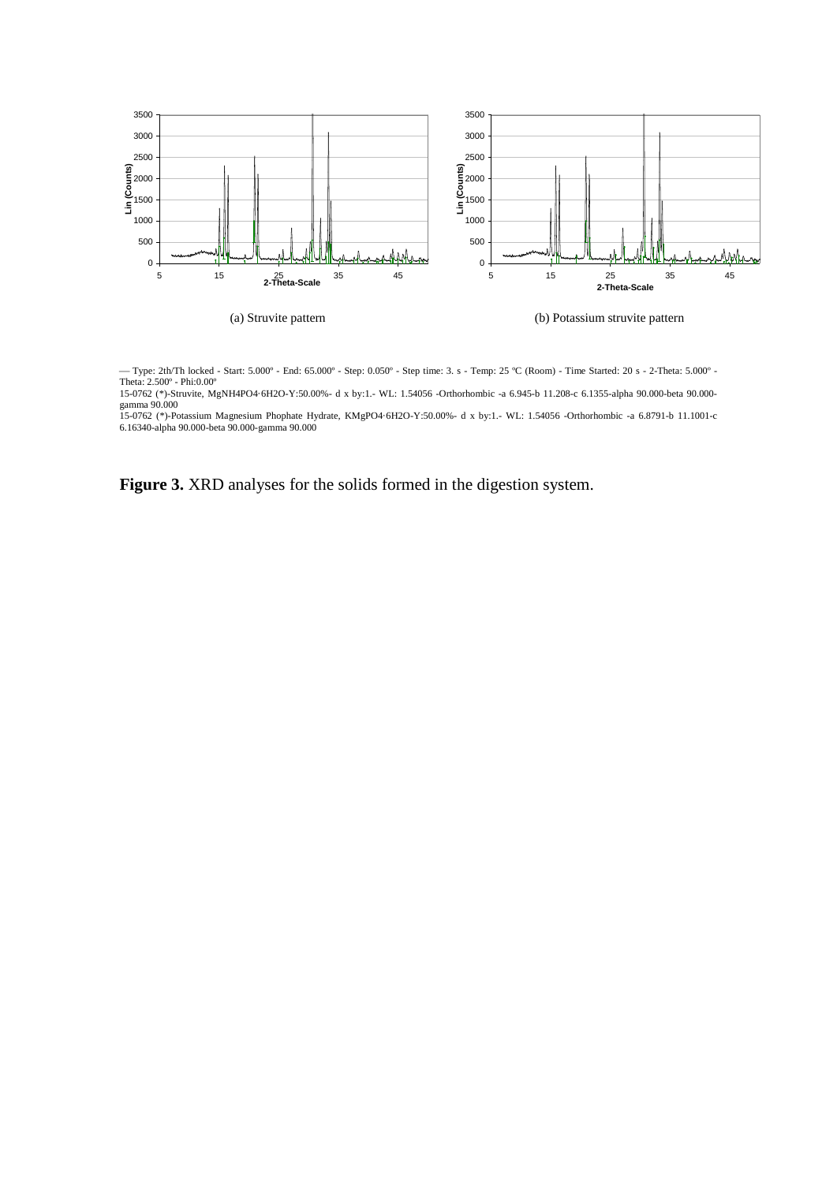3500
3000
2500
2000
1500
1000
500
0

Lin (Counts)

5 15 25 35 45

2-Theta-Scale

(a) Struvite pattern

3500
3000
2500
2000
1500
1000
500
0

Lin (Counts)

5 15 25 35 45

2-Theta-Scale

(b) Potassium struvite pattern

— Type: 2th/Th locked - Start: 5.000º - End: 65.000º - Step: 0.050º - Step time: 3. s - Temp: 25 ºC (Room) - Time Started: 20 s - 2-Theta: 5.000º - Theta: 2.500º - Phi:0.00º

15-0762 (*)-Struvite, MgNH4PO4·6H2O-Y:50.00%- d x by:1.- WL: 1.54056 -Orthorhombic -a 6.945-b 11.208-c 6.1355-alpha 90.000-beta 90.000-gamma 90.000

15-0762 (*)-Potassium Magnesium Phophate Hydrate, KMgPO4·6H2O-Y:50.00%- d x by:1.- WL: 1.54056 -Orthorhombic -a 6.8791-b 11.1001-c 6.16340-alpha 90.000-beta 90.000-gamma 90.000

**Figure 3.** XRD analyses for the solids formed in the digestion system.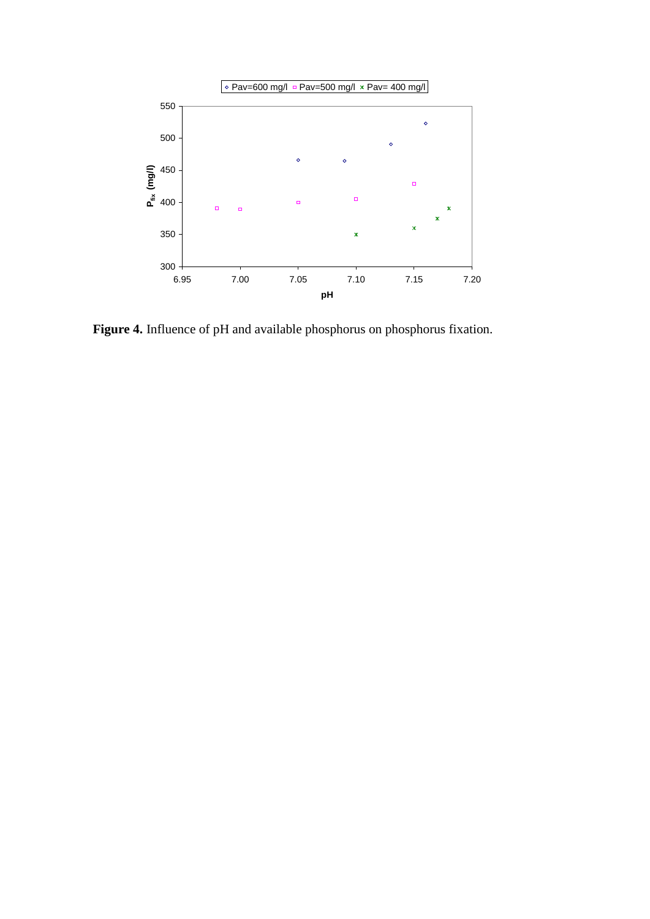Pav=600 mg/l Pav=500 mg/l Pav= 400 mg/l

550
500
450
400
350
300

$P_{fix}$ (mg/l)

6.95 7.00 7.05 7.10 7.15 7.20

pH

**Figure 4.** Influence of pH and available phosphorus on phosphorus fixation.